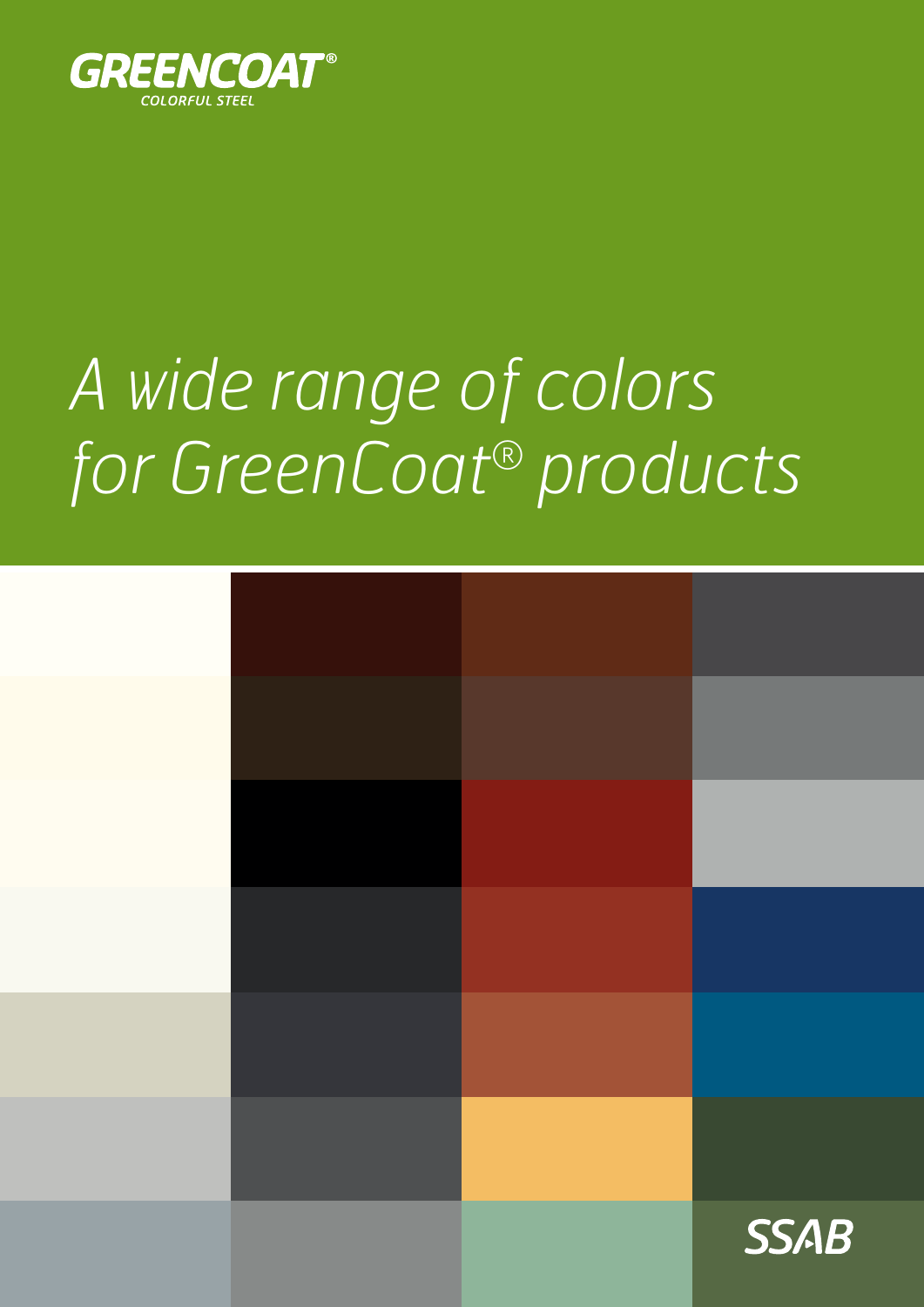GREENCOAT®
COLORFUL STEEL

# *A wide range of colors for GreenCoat® products*

SSAB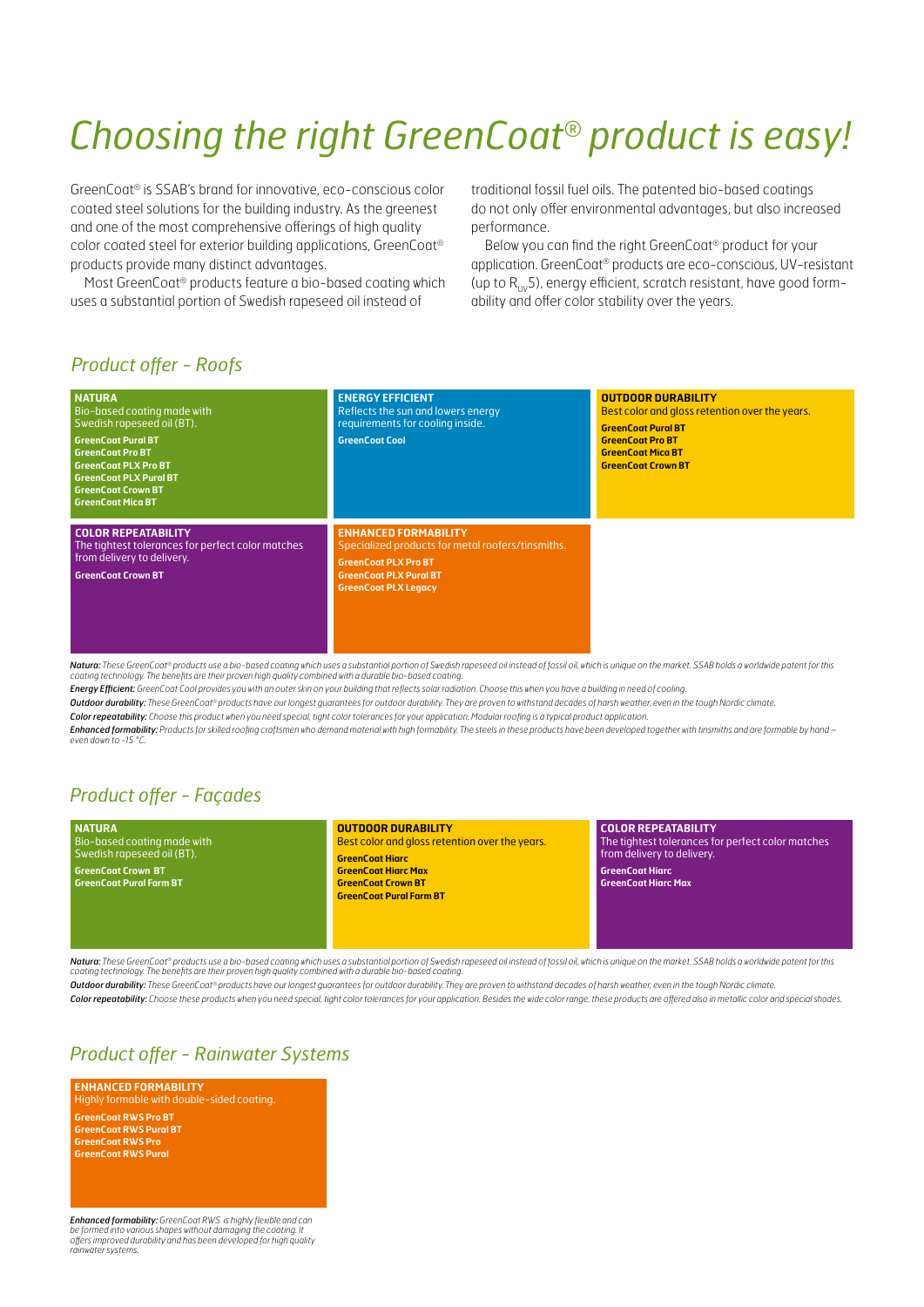# Choosing the right GreenCoat® product is easy!

GreenCoat® is SSAB's brand for innovative, eco-conscious color coated steel solutions for the building industry. As the greenest and one of the most comprehensive offerings of high quality color coated steel for exterior building applications, GreenCoat® products provide many distinct advantages.

Most GreenCoat® products feature a bio-based coating which uses a substantial portion of Swedish rapeseed oil instead of traditional fossil fuel oils. The patented bio-based coatings do not only offer environmental advantages, but also increased performance.

Below you can find the right GreenCoat® product for your application. GreenCoat® products are eco-conscious, UV-resistant (up to $R_{UV}5$), energy efficient, scratch resistant, have good formability and offer color stability over the years.

## Product offer - Roofs

**NATURA**
Bio-based coating made with Swedish rapeseed oil (BT).

- **GreenCoat Pural BT**
- **GreenCoat Pro BT**
- **GreenCoat PLX Pro BT**
- **GreenCoat PLX Pural BT**
- **GreenCoat Crown BT**
- **GreenCoat Mica BT**

**ENERGY EFFICIENT**
Reflects the sun and lowers energy requirements for cooling inside.

- **GreenCoat Cool**

**OUTDOOR DURABILITY**
Best color and gloss retention over the years.

- **GreenCoat Pural BT**
- **GreenCoat Pro BT**
- **GreenCoat Mica BT**
- **GreenCoat Crown BT**

**COLOR REPEATABILITY**
The tightest tolerances for perfect color matches from delivery to delivery.

- **GreenCoat Crown BT**

**ENHANCED FORMABILITY**
Specialized products for metal roofers/tinsmiths.

- **GreenCoat PLX Pro BT**
- **GreenCoat PLX Pural BT**
- **GreenCoat PLX Legacy**

***Natura:*** *These GreenCoat® products use a bio-based coating which uses a substantial portion of Swedish rapeseed oil instead of fossil oil, which is unique on the market. SSAB holds a worldwide patent for this coating technology. The benefits are their proven high quality combined with a durable bio-based coating.*

***Energy Efficient:*** *GreenCoat Cool provides you with an outer skin on your building that reflects solar radiation. Choose this when you have a building in need of cooling.*

***Outdoor durability:*** *These GreenCoat® products have our longest guarantees for outdoor durability. They are proven to withstand decades of harsh weather, even in the tough Nordic climate.*

***Color repeatability:*** *Choose this product when you need special, tight color tolerances for your application. Modular roofing is a typical product application.*

***Enhanced formability:*** *Products for skilled roofing craftsmen who demand material with high formability. The steels in these products have been developed together with tinsmiths and are formable by hand – even down to -15 °C.*

## Product offer - Façades

**NATURA**
Bio-based coating made with Swedish rapeseed oil (BT).

- **GreenCoat Crown BT**
- **GreenCoat Pural Farm BT**

**OUTDOOR DURABILITY**
Best color and gloss retention over the years.

- **GreenCoat Hiarc**
- **GreenCoat Hiarc Max**
- **GreenCoat Crown BT**
- **GreenCoat Pural Farm BT**

**COLOR REPEATABILITY**
The tightest tolerances for perfect color matches from delivery to delivery.

- **GreenCoat Hiarc**
- **GreenCoat Hiarc Max**

***Natura:*** *These GreenCoat® products use a bio-based coating which uses a substantial portion of Swedish rapeseed oil instead of fossil oil, which is unique on the market. SSAB holds a worldwide patent for this coating technology. The benefits are their proven high quality combined with a durable bio-based coating.*

***Outdoor durability:*** *These GreenCoat® products have our longest guarantees for outdoor durability. They are proven to withstand decades of harsh weather, even in the tough Nordic climate.*

***Color repeatability:*** *Choose these products when you need special, tight color tolerances for your application. Besides the wide color range, these products are offered also in metallic color and special shades.*

## Product offer - Rainwater Systems

**ENHANCED FORMABILITY**
Highly formable with double-sided coating.

- **GreenCoat RWS Pro BT**
- **GreenCoat RWS Pural BT**
- **GreenCoat RWS Pro**
- **GreenCoat RWS Pural**

***Enhanced formability:*** *GreenCoat RWS is highly flexible and can be formed into various shapes without damaging the coating. It offers improved durability and has been developed for high quality rainwater systems.*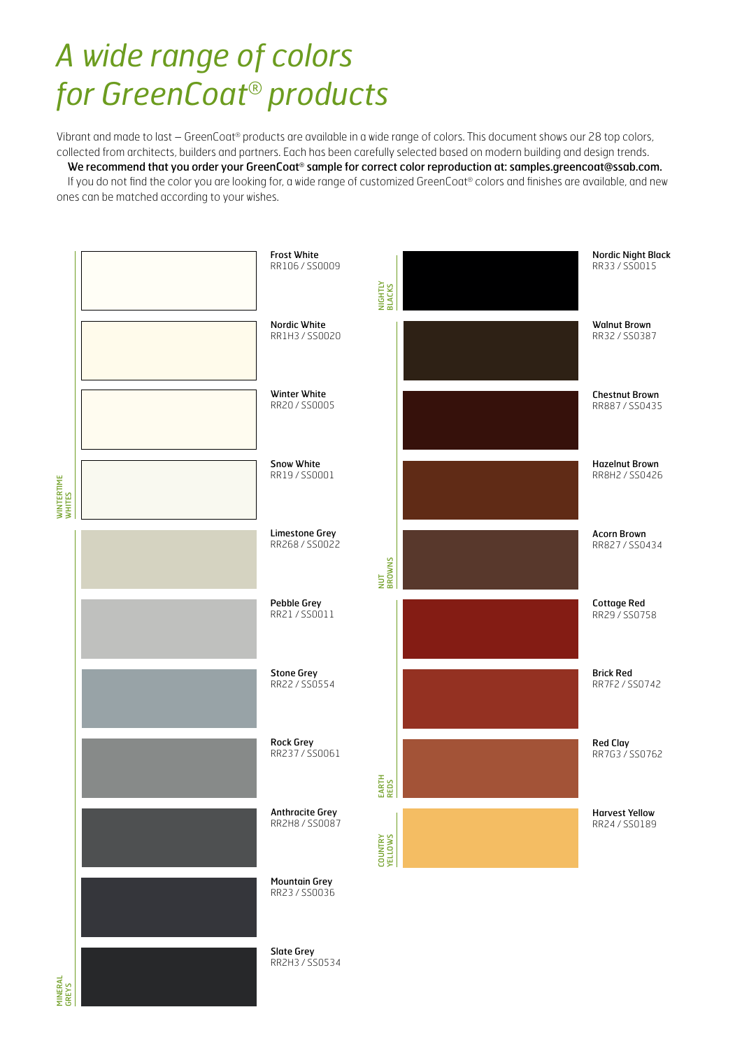# *A wide range of colors for GreenCoat® products*

Vibrant and made to last – GreenCoat® products are available in a wide range of colors. This document shows our 28 top colors, collected from architects, builders and partners. Each has been carefully selected based on modern building and design trends.

**We recommend that you order your GreenCoat® sample for correct color reproduction at: samples.greencoat@ssab.com.**

If you do not find the color you are looking for, a wide range of customized GreenCoat® colors and finishes are available, and new ones can be matched according to your wishes.

**WINTERTIME WHITES**

**Frost White**
RR106 / SS0009

**Nordic White**
RR1H3 / SS0020

**Winter White**
RR20 / SS0005

**Snow White**
RR19 / SS0001

**MINERAL GREYS**

**Limestone Grey**
RR268 / SS0022

**Pebble Grey**
RR21 / SS0011

**Stone Grey**
RR22 / SS0554

**Rock Grey**
RR237 / SS0061

**Anthracite Grey**
RR2H8 / SS0087

**Mountain Grey**
RR23 / SS0036

**Slate Grey**
RR2H3 / SS0534

**NIGHTLY BLACKS**

**Nordic Night Black**
RR33 / SS0015

**NUT BROWNS**

**Walnut Brown**
RR32 / SS0387

**Chestnut Brown**
RR887 / SS0435

**Hazelnut Brown**
RR8H2 / SS0426

**Acorn Brown**
RR827 / SS0434

**EARTH REDS**

**Cottage Red**
RR29 / SS0758

**Brick Red**
RR7F2 / SS0742

**Red Clay**
RR7G3 / SS0762

**COUNTRY YELLOWS**

**Harvest Yellow**
RR24 / SS0189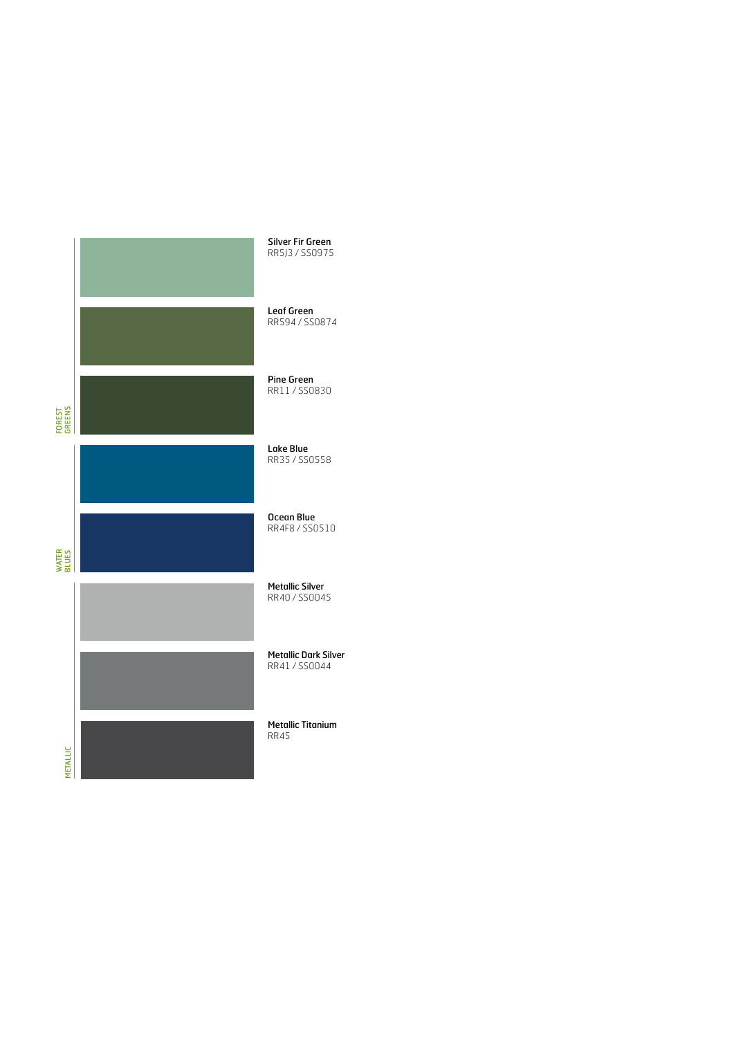## FOREST GREENS

**Silver Fir Green**
RR5J3 / SS0975

**Leaf Green**
RR594 / SS0874

**Pine Green**
RR11 / SS0830

## WATER BLUES

**Lake Blue**
RR35 / SS0558

**Ocean Blue**
RR4F8 / SS0510

## METALLIC

**Metallic Silver**
RR40 / SS0045

**Metallic Dark Silver**
RR41 / SS0044

**Metallic Titanium**
RR45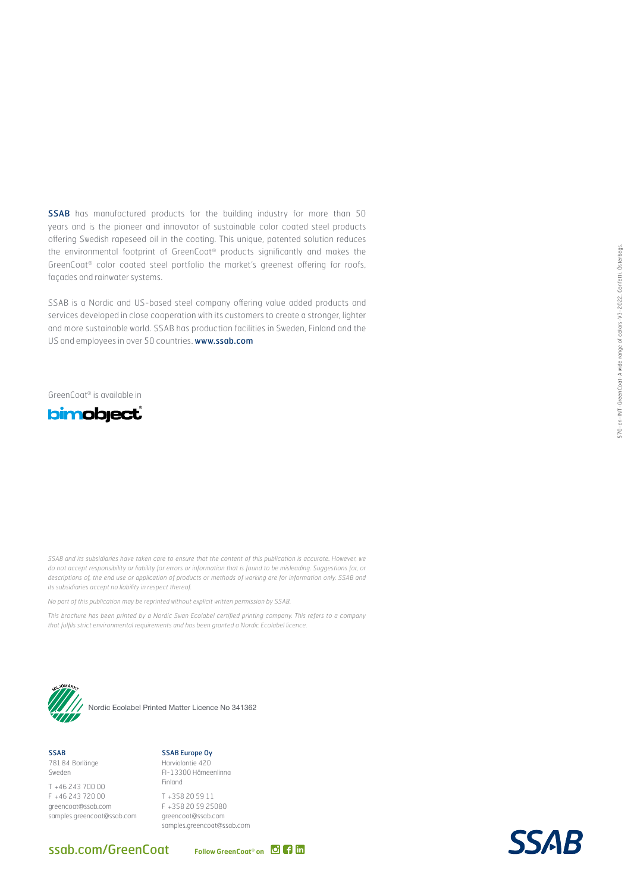**SSAB** has manufactured products for the building industry for more than 50 years and is the pioneer and innovator of sustainable color coated steel products offering Swedish rapeseed oil in the coating. This unique, patented solution reduces the environmental footprint of GreenCoat® products significantly and makes the GreenCoat® color coated steel portfolio the market's greenest offering for roofs, façades and rainwater systems.

SSAB is a Nordic and US-based steel company offering value added products and services developed in close cooperation with its customers to create a stronger, lighter and more sustainable world. SSAB has production facilities in Sweden, Finland and the US and employees in over 50 countries. **www.ssab.com**

GreenCoat® is available in

bimobject®

*SSAB and its subsidiaries have taken care to ensure that the content of this publication is accurate. However, we do not accept responsibility or liability for errors or information that is found to be misleading. Suggestions for, or descriptions of, the end use or application of products or methods of working are for information only. SSAB and its subsidiaries accept no liability in respect thereof.*

*No part of this publication may be reprinted without explicit written permission by SSAB.*

*This brochure has been printed by a Nordic Swan Ecolabel certified printing company. This refers to a company that fulfils strict environmental requirements and has been granted a Nordic Ecolabel licence.*

MILJÖMÄRKT

Nordic Ecolabel Printed Matter Licence No 341362

**SSAB**
781 84 Borlänge
Sweden

T +46 243 700 00
F +46 243 720 00
greencoat@ssab.com
samples.greencoat@ssab.com

**SSAB Europe Oy**
Harvialantie 420
FI-13300 Hämeenlinna
Finland

T +358 20 59 11
F +358 20 59 25080
greencoat@ssab.com
samples.greencoat@ssab.com

**ssab.com/GreenCoat**

**Follow GreenCoat® on**

SSAB

570-en-INT-GreenCoat-A wide range of colors-V3-2022. Confetti. Österbergs.